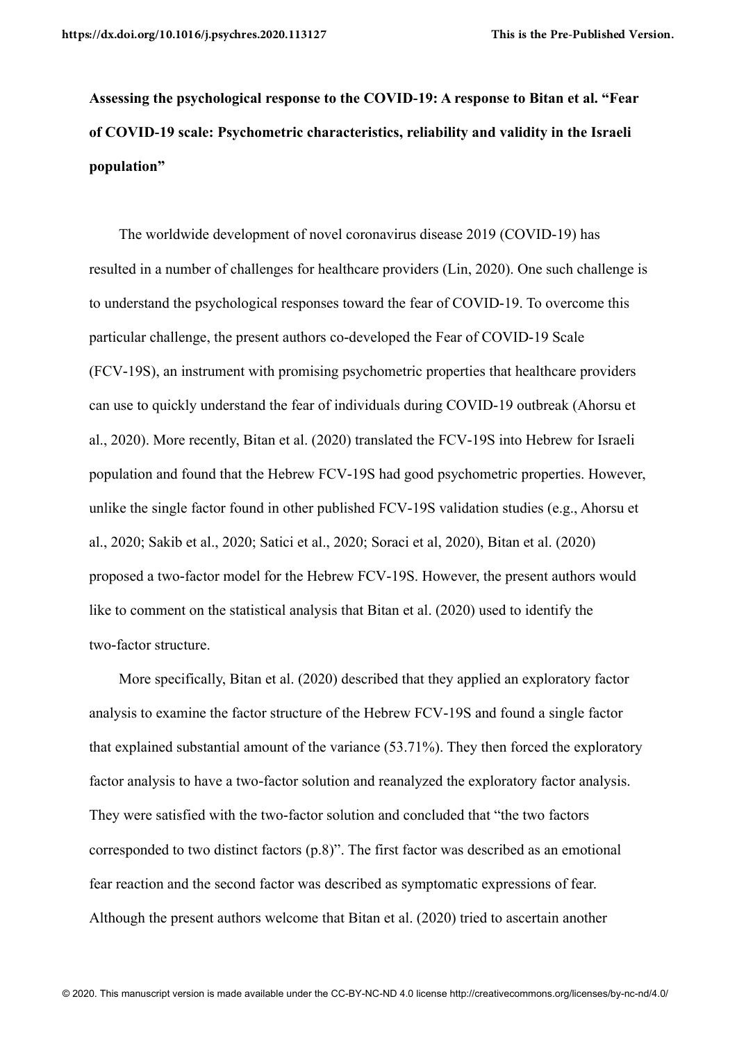**Assessing the psychological response to the COVID-19: A response to Bitan et al. "Fear of COVID-19 scale: Psychometric characteristics, reliability and validity in the Israeli population"**

The worldwide development of novel coronavirus disease 2019 (COVID-19) has resulted in a number of challenges for healthcare providers (Lin, 2020). One such challenge is to understand the psychological responses toward the fear of COVID-19. To overcome this particular challenge, the present authors co-developed the Fear of COVID-19 Scale (FCV-19S), an instrument with promising psychometric properties that healthcare providers can use to quickly understand the fear of individuals during COVID-19 outbreak (Ahorsu et al., 2020). More recently, Bitan et al. (2020) translated the FCV-19S into Hebrew for Israeli population and found that the Hebrew FCV-19S had good psychometric properties. However, unlike the single factor found in other published FCV-19S validation studies (e.g., Ahorsu et al., 2020; Sakib et al., 2020; Satici et al., 2020; Soraci et al, 2020), Bitan et al. (2020) proposed a two-factor model for the Hebrew FCV-19S. However, the present authors would like to comment on the statistical analysis that Bitan et al. (2020) used to identify the two-factor structure.

More specifically, Bitan et al. (2020) described that they applied an exploratory factor analysis to examine the factor structure of the Hebrew FCV-19S and found a single factor that explained substantial amount of the variance (53.71%). They then forced the exploratory factor analysis to have a two-factor solution and reanalyzed the exploratory factor analysis. They were satisfied with the two-factor solution and concluded that "the two factors corresponded to two distinct factors (p.8)". The first factor was described as an emotional fear reaction and the second factor was described as symptomatic expressions of fear. Although the present authors welcome that Bitan et al. (2020) tried to ascertain another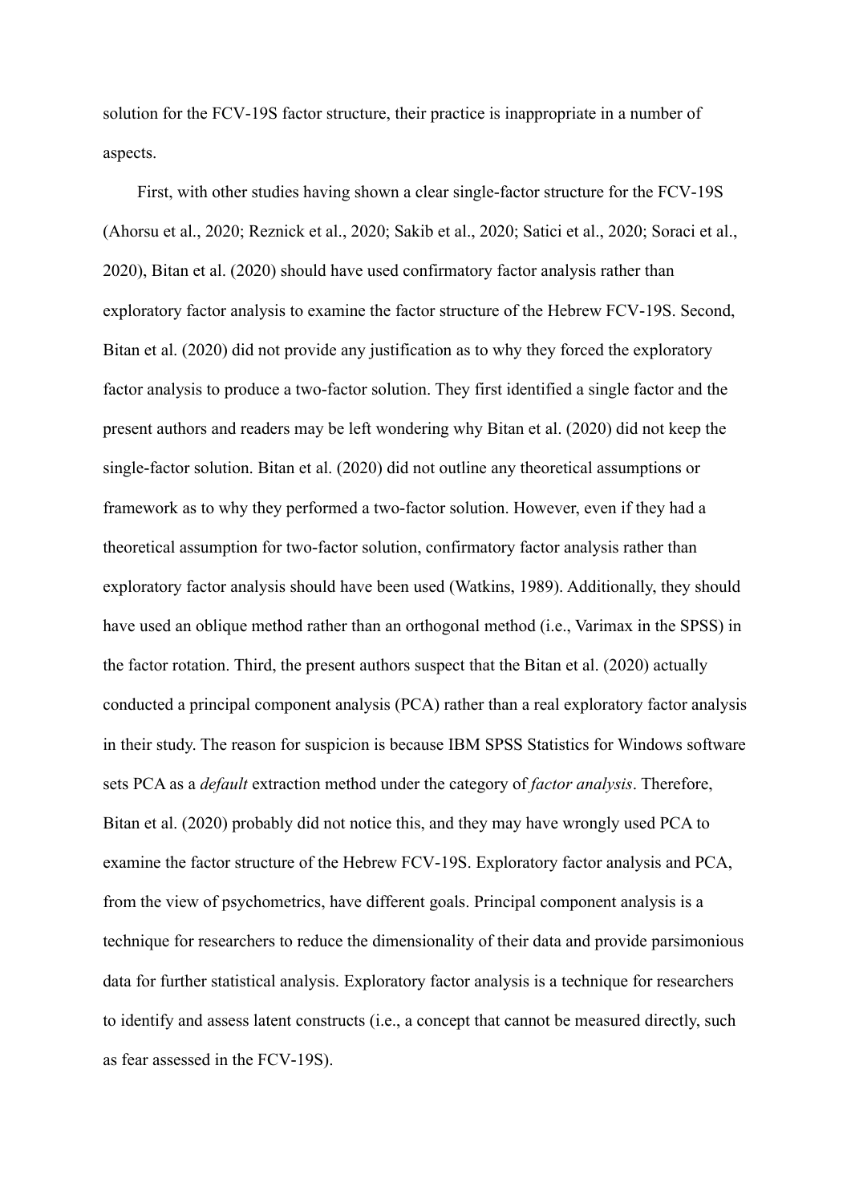solution for the FCV-19S factor structure, their practice is inappropriate in a number of aspects.

First, with other studies having shown a clear single-factor structure for the FCV-19S (Ahorsu et al., 2020; Reznick et al., 2020; Sakib et al., 2020; Satici et al., 2020; Soraci et al., 2020), Bitan et al. (2020) should have used confirmatory factor analysis rather than exploratory factor analysis to examine the factor structure of the Hebrew FCV-19S. Second, Bitan et al. (2020) did not provide any justification as to why they forced the exploratory factor analysis to produce a two-factor solution. They first identified a single factor and the present authors and readers may be left wondering why Bitan et al. (2020) did not keep the single-factor solution. Bitan et al. (2020) did not outline any theoretical assumptions or framework as to why they performed a two-factor solution. However, even if they had a theoretical assumption for two-factor solution, confirmatory factor analysis rather than exploratory factor analysis should have been used (Watkins, 1989). Additionally, they should have used an oblique method rather than an orthogonal method (i.e., Varimax in the SPSS) in the factor rotation. Third, the present authors suspect that the Bitan et al. (2020) actually conducted a principal component analysis (PCA) rather than a real exploratory factor analysis in their study. The reason for suspicion is because IBM SPSS Statistics for Windows software sets PCA as a *default* extraction method under the category of *factor analysis*. Therefore, Bitan et al. (2020) probably did not notice this, and they may have wrongly used PCA to examine the factor structure of the Hebrew FCV-19S. Exploratory factor analysis and PCA, from the view of psychometrics, have different goals. Principal component analysis is a technique for researchers to reduce the dimensionality of their data and provide parsimonious data for further statistical analysis. Exploratory factor analysis is a technique for researchers to identify and assess latent constructs (i.e., a concept that cannot be measured directly, such as fear assessed in the FCV-19S).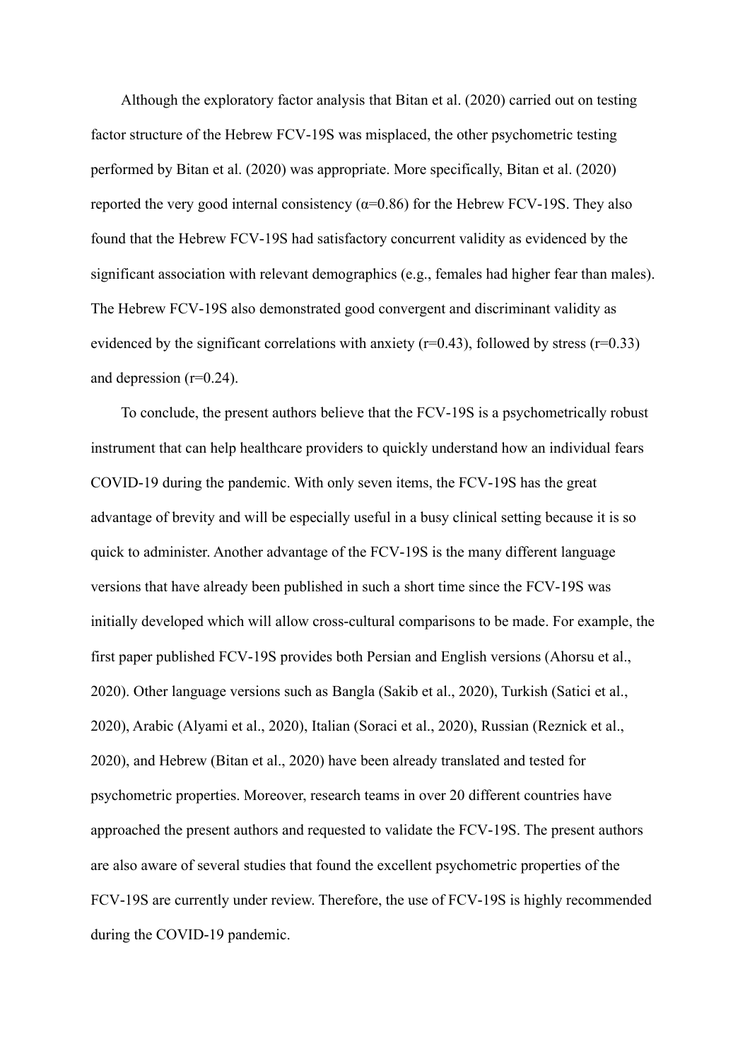Although the exploratory factor analysis that Bitan et al. (2020) carried out on testing factor structure of the Hebrew FCV-19S was misplaced, the other psychometric testing performed by Bitan et al. (2020) was appropriate. More specifically, Bitan et al. (2020) reported the very good internal consistency ($\alpha$=0.86) for the Hebrew FCV-19S. They also found that the Hebrew FCV-19S had satisfactory concurrent validity as evidenced by the significant association with relevant demographics (e.g., females had higher fear than males). The Hebrew FCV-19S also demonstrated good convergent and discriminant validity as evidenced by the significant correlations with anxiety ($r$=0.43), followed by stress ($r$=0.33) and depression ($r$=0.24).

To conclude, the present authors believe that the FCV-19S is a psychometrically robust instrument that can help healthcare providers to quickly understand how an individual fears COVID-19 during the pandemic. With only seven items, the FCV-19S has the great advantage of brevity and will be especially useful in a busy clinical setting because it is so quick to administer. Another advantage of the FCV-19S is the many different language versions that have already been published in such a short time since the FCV-19S was initially developed which will allow cross-cultural comparisons to be made. For example, the first paper published FCV-19S provides both Persian and English versions (Ahorsu et al., 2020). Other language versions such as Bangla (Sakib et al., 2020), Turkish (Satici et al., 2020), Arabic (Alyami et al., 2020), Italian (Soraci et al., 2020), Russian (Reznick et al., 2020), and Hebrew (Bitan et al., 2020) have been already translated and tested for psychometric properties. Moreover, research teams in over 20 different countries have approached the present authors and requested to validate the FCV-19S. The present authors are also aware of several studies that found the excellent psychometric properties of the FCV-19S are currently under review. Therefore, the use of FCV-19S is highly recommended during the COVID-19 pandemic.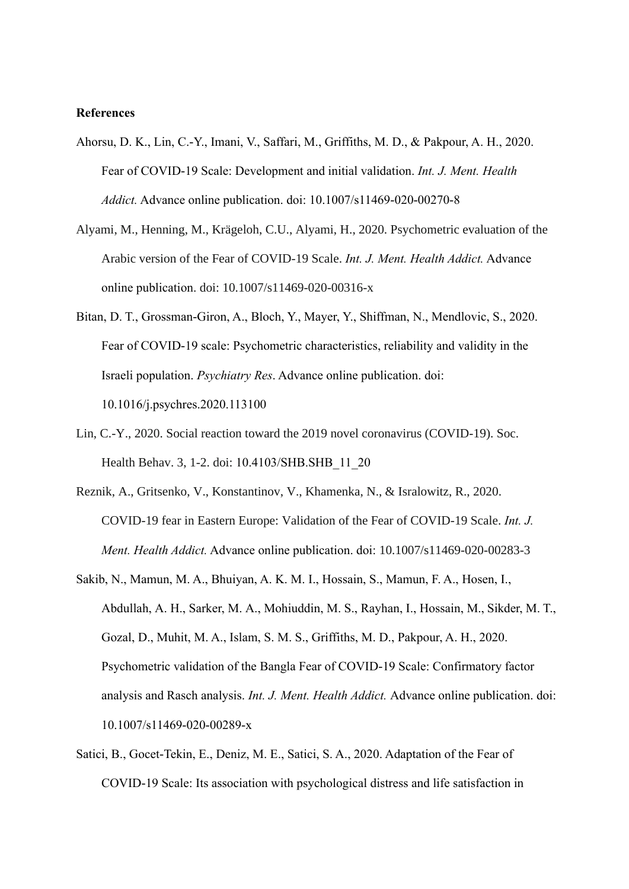**References**

Ahorsu, D. K., Lin, C.-Y., Imani, V., Saffari, M., Griffiths, M. D., & Pakpour, A. H., 2020. Fear of COVID-19 Scale: Development and initial validation. *Int. J. Ment. Health Addict.* Advance online publication. doi: 10.1007/s11469-020-00270-8

Alyami, M., Henning, M., Krägeloh, C.U., Alyami, H., 2020. Psychometric evaluation of the Arabic version of the Fear of COVID-19 Scale. *Int. J. Ment. Health Addict.* Advance online publication. doi: 10.1007/s11469-020-00316-x

Bitan, D. T., Grossman-Giron, A., Bloch, Y., Mayer, Y., Shiffman, N., Mendlovic, S., 2020. Fear of COVID-19 scale: Psychometric characteristics, reliability and validity in the Israeli population. *Psychiatry Res*. Advance online publication. doi: 10.1016/j.psychres.2020.113100

Lin, C.-Y., 2020. Social reaction toward the 2019 novel coronavirus (COVID-19). Soc. Health Behav. 3, 1-2. doi: 10.4103/SHB.SHB_11_20

Reznik, A., Gritsenko, V., Konstantinov, V., Khamenka, N., & Isralowitz, R., 2020. COVID-19 fear in Eastern Europe: Validation of the Fear of COVID-19 Scale. *Int. J. Ment. Health Addict.* Advance online publication. doi: 10.1007/s11469-020-00283-3

Sakib, N., Mamun, M. A., Bhuiyan, A. K. M. I., Hossain, S., Mamun, F. A., Hosen, I., Abdullah, A. H., Sarker, M. A., Mohiuddin, M. S., Rayhan, I., Hossain, M., Sikder, M. T., Gozal, D., Muhit, M. A., Islam, S. M. S., Griffiths, M. D., Pakpour, A. H., 2020. Psychometric validation of the Bangla Fear of COVID-19 Scale: Confirmatory factor analysis and Rasch analysis. *Int. J. Ment. Health Addict.* Advance online publication. doi: 10.1007/s11469-020-00289-x

Satici, B., Gocet-Tekin, E., Deniz, M. E., Satici, S. A., 2020. Adaptation of the Fear of COVID-19 Scale: Its association with psychological distress and life satisfaction in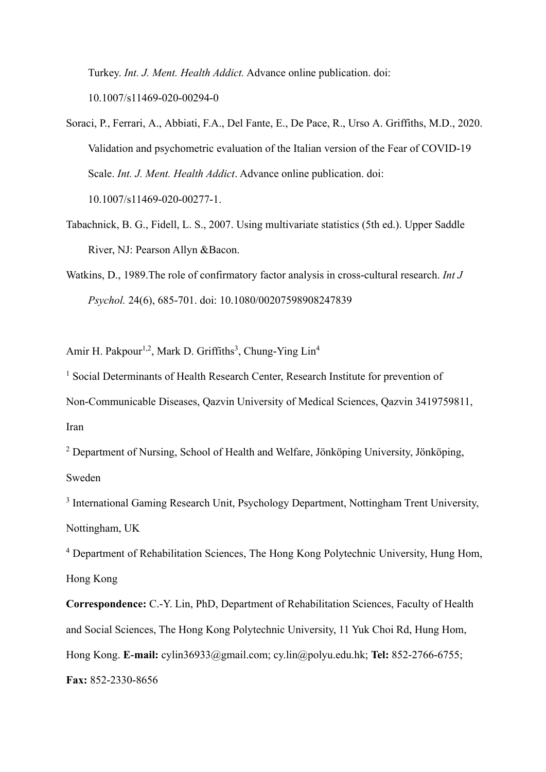Turkey. *Int. J. Ment. Health Addict.* Advance online publication. doi: 10.1007/s11469-020-00294-0

Soraci, P., Ferrari, A., Abbiati, F.A., Del Fante, E., De Pace, R., Urso A. Griffiths, M.D., 2020. Validation and psychometric evaluation of the Italian version of the Fear of COVID-19 Scale. *Int. J. Ment. Health Addict*. Advance online publication. doi: 10.1007/s11469-020-00277-1.

Tabachnick, B. G., Fidell, L. S., 2007. Using multivariate statistics (5th ed.). Upper Saddle River, NJ: Pearson Allyn &Bacon.

Watkins, D., 1989.The role of confirmatory factor analysis in cross-cultural research. *Int J Psychol.* 24(6), 685-701. doi: 10.1080/00207598908247839

Amir H. Pakpour[1,2], Mark D. Griffiths[3], Chung-Ying Lin[4]

[1] Social Determinants of Health Research Center, Research Institute for prevention of Non-Communicable Diseases, Qazvin University of Medical Sciences, Qazvin 3419759811, Iran

[2] Department of Nursing, School of Health and Welfare, Jönköping University, Jönköping, Sweden

[3] International Gaming Research Unit, Psychology Department, Nottingham Trent University, Nottingham, UK

[4] Department of Rehabilitation Sciences, The Hong Kong Polytechnic University, Hung Hom, Hong Kong

**Correspondence:** C.-Y. Lin, PhD, Department of Rehabilitation Sciences, Faculty of Health and Social Sciences, The Hong Kong Polytechnic University, 11 Yuk Choi Rd, Hung Hom, Hong Kong. **E-mail:** cylin36933@gmail.com; cy.lin@polyu.edu.hk; **Tel:** 852-2766-6755; **Fax:** 852-2330-8656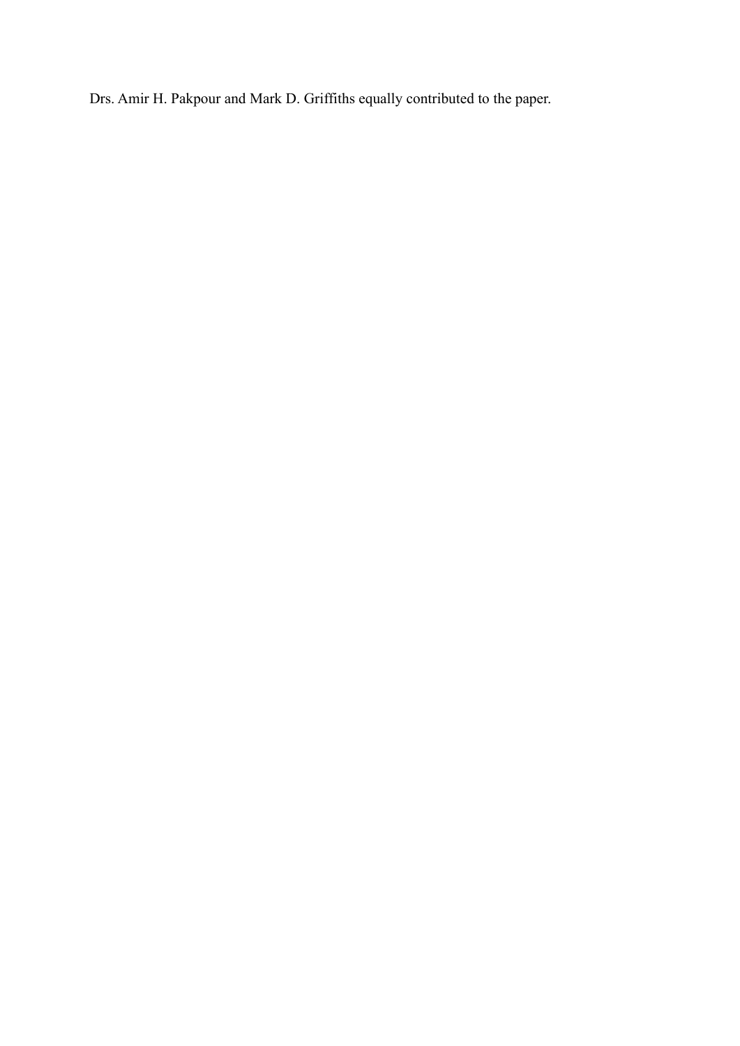Drs. Amir H. Pakpour and Mark D. Griffiths equally contributed to the paper.